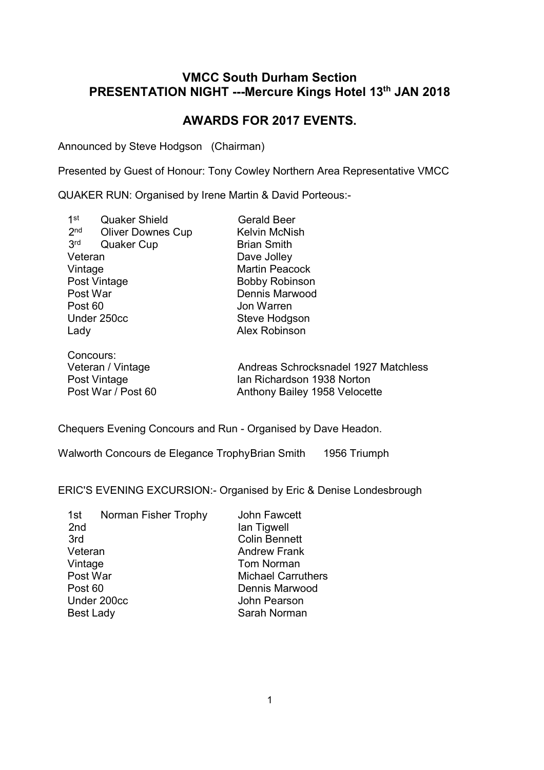## VMCC South Durham Section
## PRESENTATION NIGHT ---Mercure Kings Hotel 13th JAN 2018

## AWARDS FOR 2017 EVENTS.

Announced by Steve Hodgson (Chairman)

Presented by Guest of Honour: Tony Cowley Northern Area Representative VMCC

QUAKER RUN: Organised by Irene Martin & David Porteous:-

| | |
|---|---|
| 1st Quaker Shield | Gerald Beer |
| 2nd Oliver Downes Cup | Kelvin McNish |
| 3rd Quaker Cup | Brian Smith |
| Veteran | Dave Jolley |
| Vintage | Martin Peacock |
| Post Vintage | Bobby Robinson |
| Post War | Dennis Marwood |
| Post 60 | Jon Warren |
| Under 250cc | Steve Hodgson |
| Lady | Alex Robinson |

Concours:

| | |
|---|---|
| Veteran / Vintage | Andreas Schrocksnadel 1927 Matchless |
| Post Vintage | Ian Richardson 1938 Norton |
| Post War / Post 60 | Anthony Bailey 1958 Velocette |

Chequers Evening Concours and Run - Organised by Dave Headon.

Walworth Concours de Elegance TrophyBrian Smith 1956 Triumph

ERIC'S EVENING EXCURSION:- Organised by Eric & Denise Londesbrough

| | |
|---|---|
| 1st Norman Fisher Trophy | John Fawcett |
| 2nd | Ian Tigwell |
| 3rd | Colin Bennett |
| Veteran | Andrew Frank |
| Vintage | Tom Norman |
| Post War | Michael Carruthers |
| Post 60 | Dennis Marwood |
| Under 200cc | John Pearson |
| Best Lady | Sarah Norman |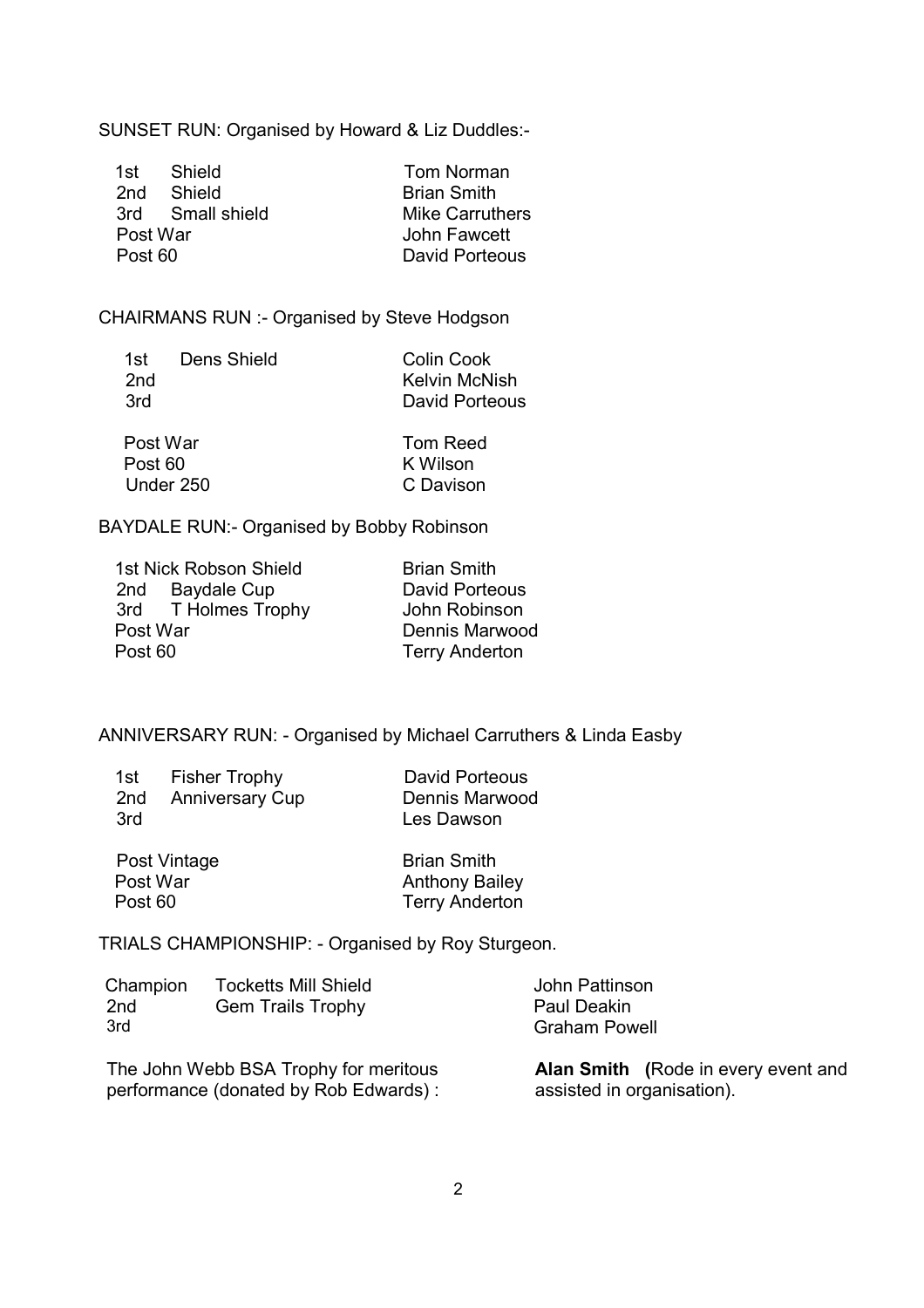SUNSET RUN: Organised by Howard & Liz Duddles:-

| | | |
|---|---|---|
| 1st | Shield | Tom Norman |
| 2nd | Shield | Brian Smith |
| 3rd | Small shield | Mike Carruthers |
| Post War | | John Fawcett |
| Post 60 | | David Porteous |

CHAIRMANS RUN :- Organised by Steve Hodgson

| | | |
|---|---|---|
| 1st | Dens Shield | Colin Cook |
| 2nd | | Kelvin McNish |
| 3rd | | David Porteous |
| Post War | | Tom Reed |
| Post 60 | | K Wilson |
| Under 250 | | C Davison |

BAYDALE RUN:- Organised by Bobby Robinson

| | | |
|---|---|---|
| 1st | Nick Robson Shield | Brian Smith |
| 2nd | Baydale Cup | David Porteous |
| 3rd | T Holmes Trophy | John Robinson |
| Post War | | Dennis Marwood |
| Post 60 | | Terry Anderton |

ANNIVERSARY RUN: - Organised by Michael Carruthers & Linda Easby

| | | |
|---|---|---|
| 1st | Fisher Trophy | David Porteous |
| 2nd | Anniversary Cup | Dennis Marwood |
| 3rd | | Les Dawson |
| Post Vintage | | Brian Smith |
| Post War | | Anthony Bailey |
| Post 60 | | Terry Anderton |

TRIALS CHAMPIONSHIP: - Organised by Roy Sturgeon.

| | | |
|---|---|---|
| Champion | Tocketts Mill Shield | John Pattinson |
| 2nd | Gem Trails Trophy | Paul Deakin |
| 3rd | | Graham Powell |

The John Webb BSA Trophy for meritous performance (donated by Rob Edwards) : **Alan Smith (**Rode in every event and assisted in organisation).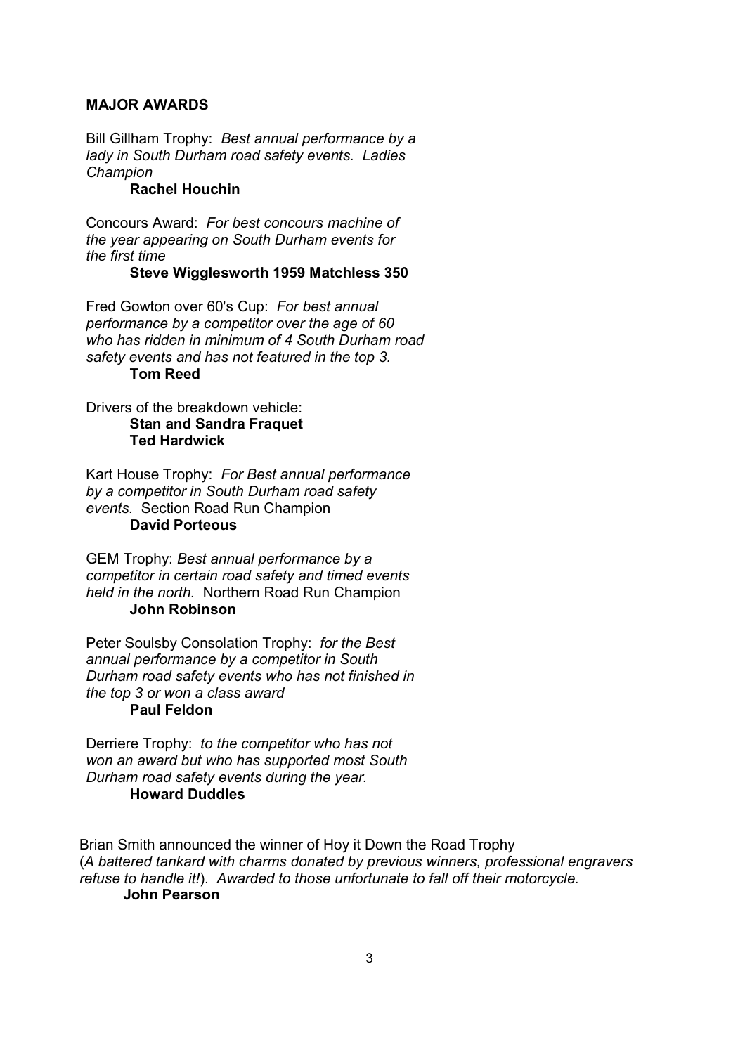**MAJOR AWARDS**

Bill Gillham Trophy: *Best annual performance by a lady in South Durham road safety events. Ladies Champion*

**Rachel Houchin**

Concours Award: *For best concours machine of the year appearing on South Durham events for the first time*

**Steve Wigglesworth 1959 Matchless 350**

Fred Gowton over 60's Cup: *For best annual performance by a competitor over the age of 60 who has ridden in minimum of 4 South Durham road safety events and has not featured in the top 3.*

**Tom Reed**

Drivers of the breakdown vehicle:

**Stan and Sandra Fraquet**
**Ted Hardwick**

Kart House Trophy: *For Best annual performance by a competitor in South Durham road safety events.* Section Road Run Champion

**David Porteous**

GEM Trophy: *Best annual performance by a competitor in certain road safety and timed events held in the north.* Northern Road Run Champion

**John Robinson**

Peter Soulsby Consolation Trophy: *for the Best annual performance by a competitor in South Durham road safety events who has not finished in the top 3 or won a class award*

**Paul Feldon**

Derriere Trophy: *to the competitor who has not won an award but who has supported most South Durham road safety events during the year.*

**Howard Duddles**

Brian Smith announced the winner of Hoy it Down the Road Trophy (*A battered tankard with charms donated by previous winners, professional engravers refuse to handle it!*). *Awarded to those unfortunate to fall off their motorcycle.*

**John Pearson**